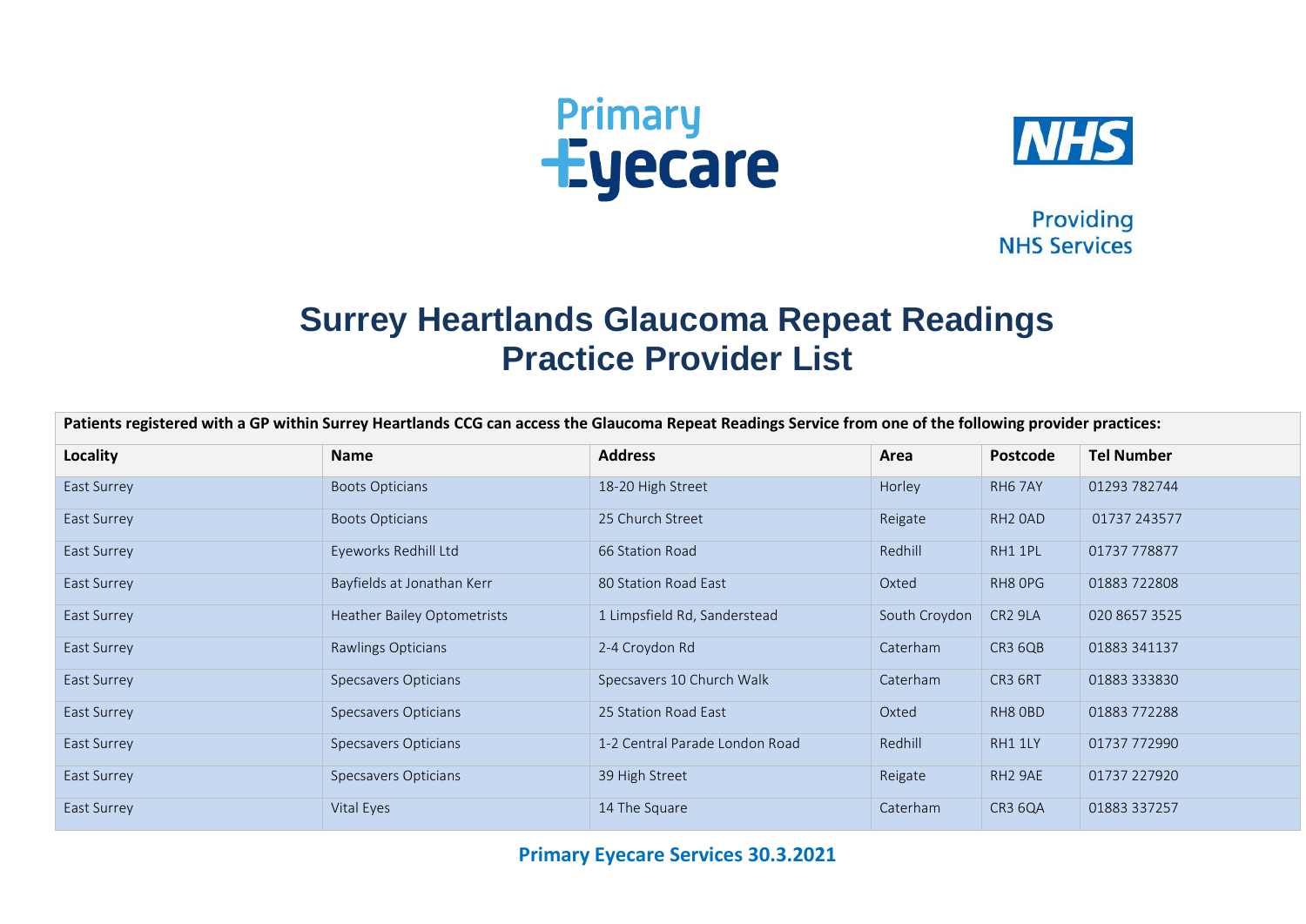# Surrey Heartlands Glaucoma Repeat Readings Practice Provider List

**Patients registered with a GP within Surrey Heartlands CCG can access the Glaucoma Repeat Readings Service from one of the following provider practices:**

| Locality | Name | Address | Area | Postcode | Tel Number |
|---|---|---|---|---|---|
| East Surrey | Boots Opticians | 18-20 High Street | Horley | RH6 7AY | 01293 782744 |
| East Surrey | Boots Opticians | 25 Church Street | Reigate | RH2 0AD | 01737 243577 |
| East Surrey | Eyeworks Redhill Ltd | 66 Station Road | Redhill | RH1 1PL | 01737 778877 |
| East Surrey | Bayfields at Jonathan Kerr | 80 Station Road East | Oxted | RH8 0PG | 01883 722808 |
| East Surrey | Heather Bailey Optometrists | 1 Limpsfield Rd, Sanderstead | South Croydon | CR2 9LA | 020 8657 3525 |
| East Surrey | Rawlings Opticians | 2-4 Croydon Rd | Caterham | CR3 6QB | 01883 341137 |
| East Surrey | Specsavers Opticians | Specsavers 10 Church Walk | Caterham | CR3 6RT | 01883 333830 |
| East Surrey | Specsavers Opticians | 25 Station Road East | Oxted | RH8 0BD | 01883 772288 |
| East Surrey | Specsavers Opticians | 1-2 Central Parade London Road | Redhill | RH1 1LY | 01737 772990 |
| East Surrey | Specsavers Opticians | 39 High Street | Reigate | RH2 9AE | 01737 227920 |
| East Surrey | Vital Eyes | 14 The Square | Caterham | CR3 6QA | 01883 337257 |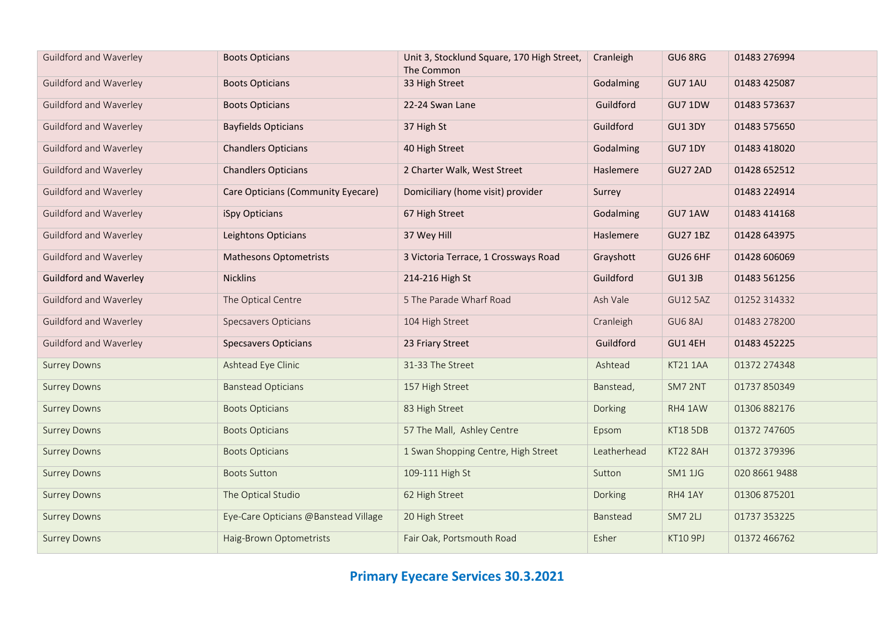| | | | | | |
|---|---|---|---|---|---|
| Guildford and Waverley | Boots Opticians | Unit 3, Stocklund Square, 170 High Street, The Common | Cranleigh | GU6 8RG | 01483 276994 |
| Guildford and Waverley | Boots Opticians | 33 High Street | Godalming | GU7 1AU | 01483 425087 |
| Guildford and Waverley | Boots Opticians | 22-24 Swan Lane | Guildford | GU7 1DW | 01483 573637 |
| Guildford and Waverley | Bayfields Opticians | 37 High St | Guildford | GU1 3DY | 01483 575650 |
| Guildford and Waverley | Chandlers Opticians | 40 High Street | Godalming | GU7 1DY | 01483 418020 |
| Guildford and Waverley | Chandlers Opticians | 2 Charter Walk, West Street | Haslemere | GU27 2AD | 01428 652512 |
| Guildford and Waverley | Care Opticians (Community Eyecare) | Domiciliary (home visit) provider | Surrey | | 01483 224914 |
| Guildford and Waverley | iSpy Opticians | 67 High Street | Godalming | GU7 1AW | 01483 414168 |
| Guildford and Waverley | Leightons Opticians | 37 Wey Hill | Haslemere | GU27 1BZ | 01428 643975 |
| Guildford and Waverley | Mathesons Optometrists | 3 Victoria Terrace, 1 Crossways Road | Grayshott | GU26 6HF | 01428 606069 |
| Guildford and Waverley | Nicklins | 214-216 High St | Guildford | GU1 3JB | 01483 561256 |
| Guildford and Waverley | The Optical Centre | 5 The Parade Wharf Road | Ash Vale | GU12 5AZ | 01252 314332 |
| Guildford and Waverley | Specsavers Opticians | 104 High Street | Cranleigh | GU6 8AJ | 01483 278200 |
| Guildford and Waverley | Specsavers Opticians | 23 Friary Street | Guildford | GU1 4EH | 01483 452225 |
| Surrey Downs | Ashtead Eye Clinic | 31-33 The Street | Ashtead | KT21 1AA | 01372 274348 |
| Surrey Downs | Banstead Opticians | 157 High Street | Banstead, | SM7 2NT | 01737 850349 |
| Surrey Downs | Boots Opticians | 83 High Street | Dorking | RH4 1AW | 01306 882176 |
| Surrey Downs | Boots Opticians | 57 The Mall, Ashley Centre | Epsom | KT18 5DB | 01372 747605 |
| Surrey Downs | Boots Opticians | 1 Swan Shopping Centre, High Street | Leatherhead | KT22 8AH | 01372 379396 |
| Surrey Downs | Boots Sutton | 109-111 High St | Sutton | SM1 1JG | 020 8661 9488 |
| Surrey Downs | The Optical Studio | 62 High Street | Dorking | RH4 1AY | 01306 875201 |
| Surrey Downs | Eye-Care Opticians @Banstead Village | 20 High Street | Banstead | SM7 2LJ | 01737 353225 |
| Surrey Downs | Haig-Brown Optometrists | Fair Oak, Portsmouth Road | Esher | KT10 9PJ | 01372 466762 |

**Primary Eyecare Services 30.3.2021**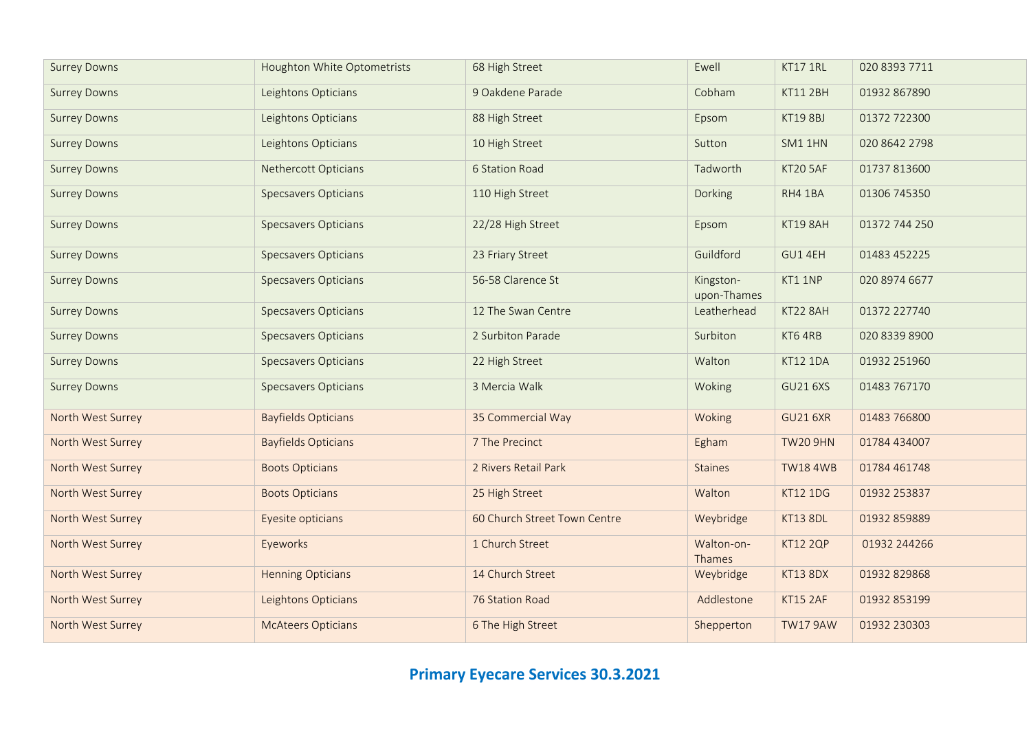| | | | | | |
|---|---|---|---|---|---|
| Surrey Downs | Houghton White Optometrists | 68 High Street | Ewell | KT17 1RL | 020 8393 7711 |
| Surrey Downs | Leightons Opticians | 9 Oakdene Parade | Cobham | KT11 2BH | 01932 867890 |
| Surrey Downs | Leightons Opticians | 88 High Street | Epsom | KT19 8BJ | 01372 722300 |
| Surrey Downs | Leightons Opticians | 10 High Street | Sutton | SM1 1HN | 020 8642 2798 |
| Surrey Downs | Nethercott Opticians | 6 Station Road | Tadworth | KT20 5AF | 01737 813600 |
| Surrey Downs | Specsavers Opticians | 110 High Street | Dorking | RH4 1BA | 01306 745350 |
| Surrey Downs | Specsavers Opticians | 22/28 High Street | Epsom | KT19 8AH | 01372 744 250 |
| Surrey Downs | Specsavers Opticians | 23 Friary Street | Guildford | GU1 4EH | 01483 452225 |
| Surrey Downs | Specsavers Opticians | 56-58 Clarence St | Kingston-upon-Thames | KT1 1NP | 020 8974 6677 |
| Surrey Downs | Specsavers Opticians | 12 The Swan Centre | Leatherhead | KT22 8AH | 01372 227740 |
| Surrey Downs | Specsavers Opticians | 2 Surbiton Parade | Surbiton | KT6 4RB | 020 8339 8900 |
| Surrey Downs | Specsavers Opticians | 22 High Street | Walton | KT12 1DA | 01932 251960 |
| Surrey Downs | Specsavers Opticians | 3 Mercia Walk | Woking | GU21 6XS | 01483 767170 |
| North West Surrey | Bayfields Opticians | 35 Commercial Way | Woking | GU21 6XR | 01483 766800 |
| North West Surrey | Bayfields Opticians | 7 The Precinct | Egham | TW20 9HN | 01784 434007 |
| North West Surrey | Boots Opticians | 2 Rivers Retail Park | Staines | TW18 4WB | 01784 461748 |
| North West Surrey | Boots Opticians | 25 High Street | Walton | KT12 1DG | 01932 253837 |
| North West Surrey | Eyesite opticians | 60 Church Street Town Centre | Weybridge | KT13 8DL | 01932 859889 |
| North West Surrey | Eyeworks | 1 Church Street | Walton-on-Thames | KT12 2QP | 01932 244266 |
| North West Surrey | Henning Opticians | 14 Church Street | Weybridge | KT13 8DX | 01932 829868 |
| North West Surrey | Leightons Opticians | 76 Station Road | Addlestone | KT15 2AF | 01932 853199 |
| North West Surrey | McAteers Opticians | 6 The High Street | Shepperton | TW17 9AW | 01932 230303 |

**Primary Eyecare Services 30.3.2021**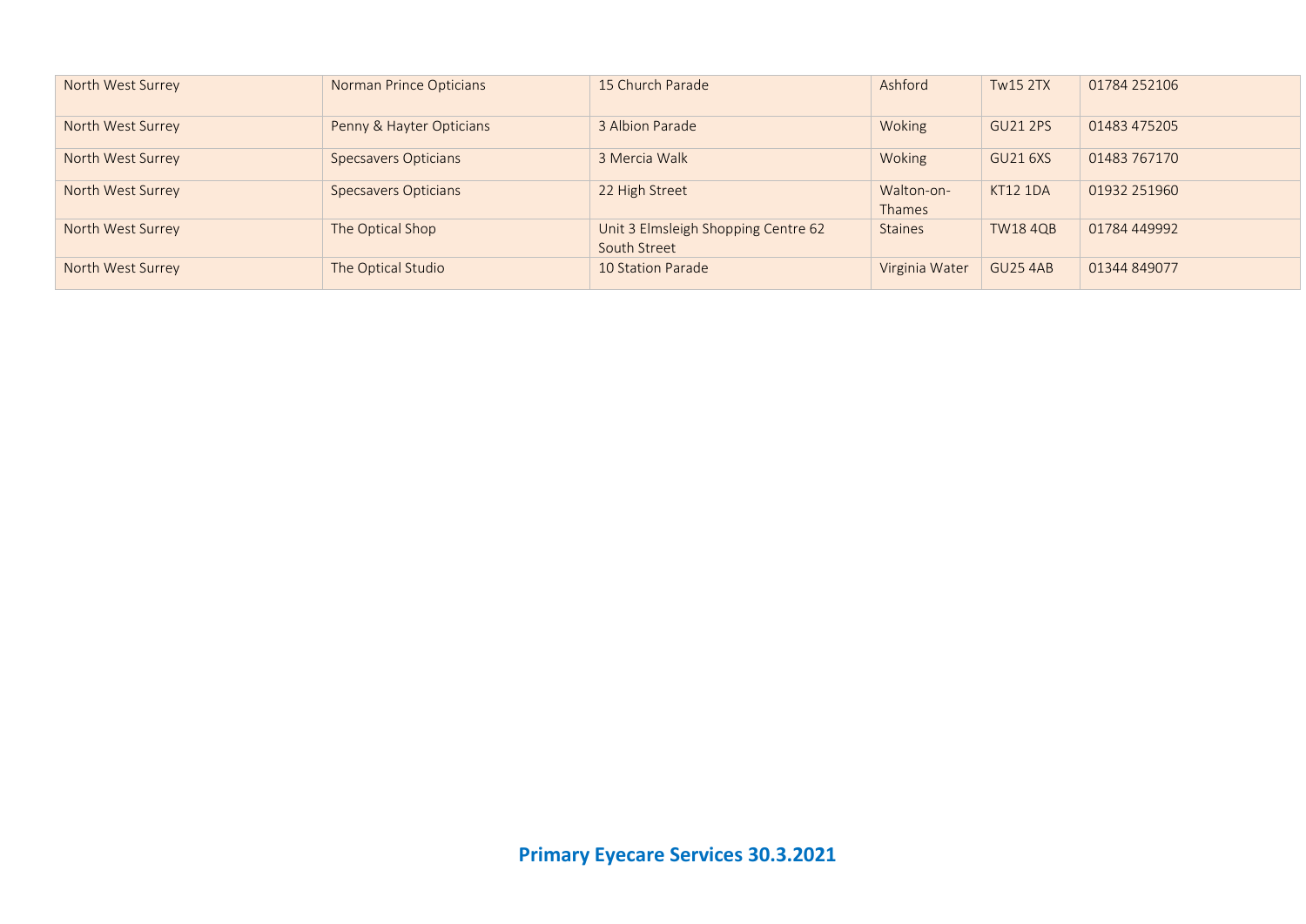| | | | | | |
|---|---|---|---|---|---|
| North West Surrey | Norman Prince Opticians | 15 Church Parade | Ashford | Tw15 2TX | 01784 252106 |
| North West Surrey | Penny & Hayter Opticians | 3 Albion Parade | Woking | GU21 2PS | 01483 475205 |
| North West Surrey | Specsavers Opticians | 3 Mercia Walk | Woking | GU21 6XS | 01483 767170 |
| North West Surrey | Specsavers Opticians | 22 High Street | Walton-on-Thames | KT12 1DA | 01932 251960 |
| North West Surrey | The Optical Shop | Unit 3 Elmsleigh Shopping Centre 62 South Street | Staines | TW18 4QB | 01784 449992 |
| North West Surrey | The Optical Studio | 10 Station Parade | Virginia Water | GU25 4AB | 01344 849077 |